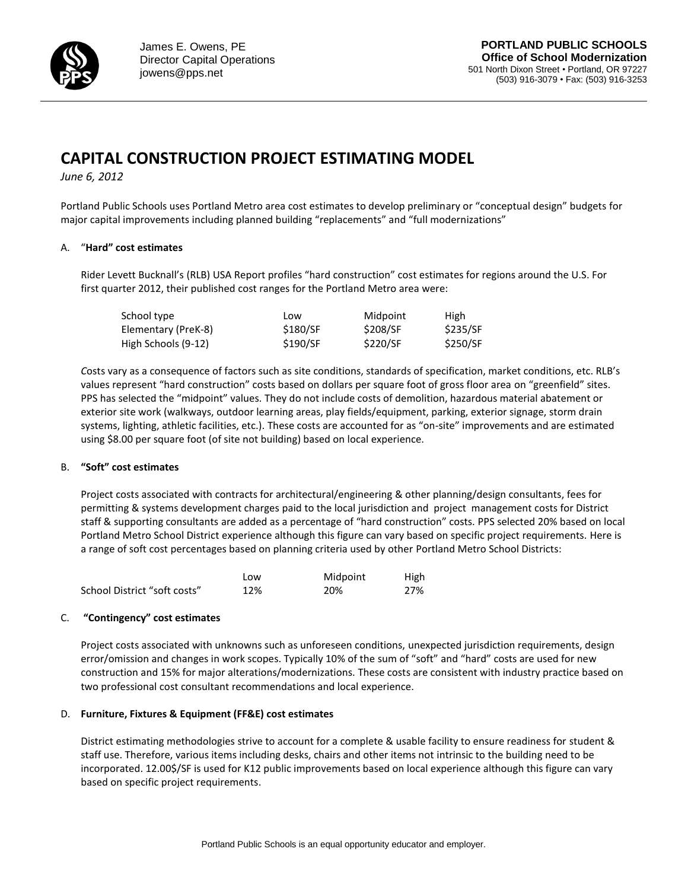James E. Owens, PE
Director Capital Operations
jowens@pps.net

**PORTLAND PUBLIC SCHOOLS**
**Office of School Modernization**
501 North Dixon Street • Portland, OR 97227
(503) 916-3079 • Fax: (503) 916-3253

# CAPITAL CONSTRUCTION PROJECT ESTIMATING MODEL

*June 6, 2012*

Portland Public Schools uses Portland Metro area cost estimates to develop preliminary or "conceptual design" budgets for major capital improvements including planned building "replacements" and "full modernizations"

A. "**Hard" cost estimates**

Rider Levett Bucknall's (RLB) USA Report profiles "hard construction" cost estimates for regions around the U.S. For first quarter 2012, their published cost ranges for the Portland Metro area were:

| School type | Low | Midpoint | High |
|---|---|---|---|
| Elementary (PreK-8) | $180/SF | $208/SF | $235/SF |
| High Schools (9-12) | $190/SF | $220/SF | $250/SF |

Costs vary as a consequence of factors such as site conditions, standards of specification, market conditions, etc. RLB's values represent "hard construction" costs based on dollars per square foot of gross floor area on "greenfield" sites. PPS has selected the "midpoint" values. They do not include costs of demolition, hazardous material abatement or exterior site work (walkways, outdoor learning areas, play fields/equipment, parking, exterior signage, storm drain systems, lighting, athletic facilities, etc.). These costs are accounted for as "on-site" improvements and are estimated using $8.00 per square foot (of site not building) based on local experience.

B. **"Soft" cost estimates**

Project costs associated with contracts for architectural/engineering & other planning/design consultants, fees for permitting & systems development charges paid to the local jurisdiction and project management costs for District staff & supporting consultants are added as a percentage of "hard construction" costs. PPS selected 20% based on local Portland Metro School District experience although this figure can vary based on specific project requirements. Here is a range of soft cost percentages based on planning criteria used by other Portland Metro School Districts:

| | Low | Midpoint | High |
|---|---|---|---|
| School District "soft costs" | 12% | 20% | 27% |

C. **"Contingency" cost estimates**

Project costs associated with unknowns such as unforeseen conditions, unexpected jurisdiction requirements, design error/omission and changes in work scopes. Typically 10% of the sum of "soft" and "hard" costs are used for new construction and 15% for major alterations/modernizations. These costs are consistent with industry practice based on two professional cost consultant recommendations and local experience.

D. **Furniture, Fixtures & Equipment (FF&E) cost estimates**

District estimating methodologies strive to account for a complete & usable facility to ensure readiness for student & staff use. Therefore, various items including desks, chairs and other items not intrinsic to the building need to be incorporated. 12.00$/SF is used for K12 public improvements based on local experience although this figure can vary based on specific project requirements.

Portland Public Schools is an equal opportunity educator and employer.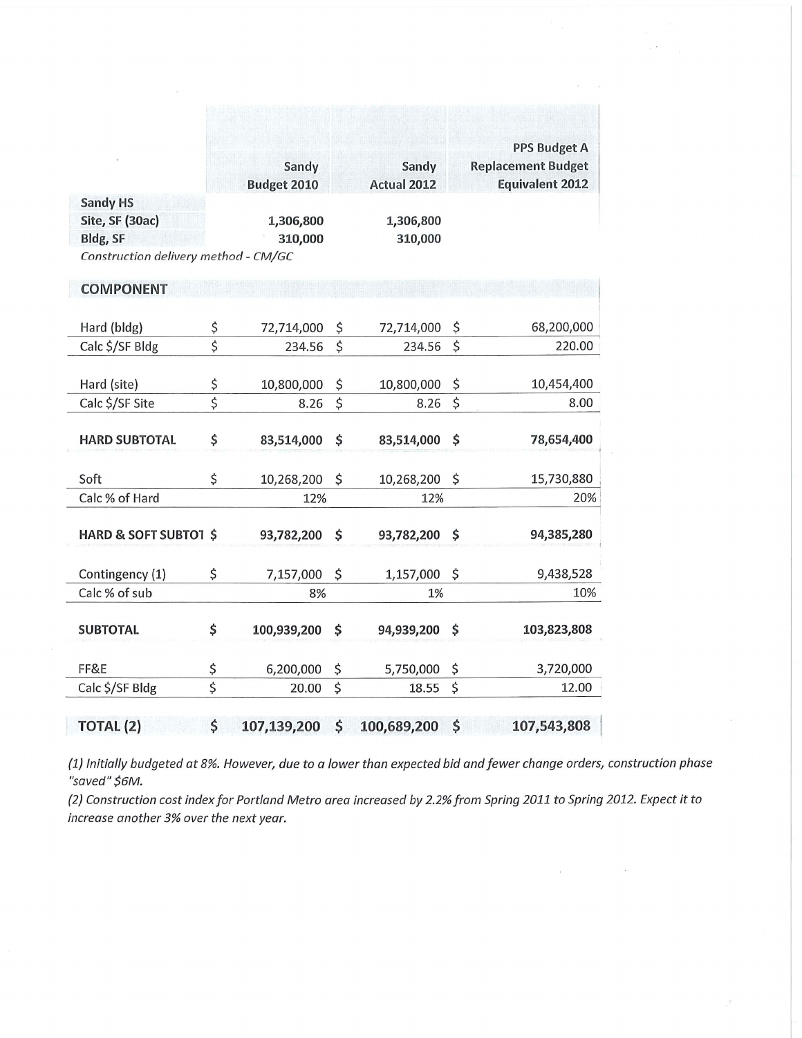| | Sandy Budget 2010 | Sandy Actual 2012 | PPS Budget A Replacement Budget Equivalent 2012 |
|---|---|---|---|
| **Sandy HS** | | | |
| **Site, SF (30ac)** | 1,306,800 | 1,306,800 | |
| **Bldg, SF** | 310,000 | 310,000 | |
| *Construction delivery method - CM/GC* | | | |
| **COMPONENT** | | | |
| Hard (bldg) | $ 72,714,000 | $ 72,714,000 | $ 68,200,000 |
| Calc $/SF Bldg | $ 234.56 | $ 234.56 | $ 220.00 |
| Hard (site) | $ 10,800,000 | $ 10,800,000 | $ 10,454,400 |
| Calc $/SF Site | $ 8.26 | $ 8.26 | $ 8.00 |
| **HARD SUBTOTAL** | **$ 83,514,000** | **$ 83,514,000** | **$ 78,654,400** |
| Soft | $ 10,268,200 | $ 10,268,200 | $ 15,730,880 |
| Calc % of Hard | 12% | 12% | 20% |
| **HARD & SOFT SUBTOT** | **$ 93,782,200** | **$ 93,782,200** | **$ 94,385,280** |
| Contingency (1) | $ 7,157,000 | $ 1,157,000 | $ 9,438,528 |
| Calc % of sub | 8% | 1% | 10% |
| **SUBTOTAL** | **$ 100,939,200** | **$ 94,939,200** | **$ 103,823,808** |
| FF&E | $ 6,200,000 | $ 5,750,000 | $ 3,720,000 |
| Calc $/SF Bldg | $ 20.00 | $ 18.55 | $ 12.00 |
| **TOTAL (2)** | **$ 107,139,200** | **$ 100,689,200** | **$ 107,543,808** |

*(1) Initially budgeted at 8%. However, due to a lower than expected bid and fewer change orders, construction phase "saved" $6M.*

*(2) Construction cost index for Portland Metro area increased by 2.2% from Spring 2011 to Spring 2012. Expect it to increase another 3% over the next year.*